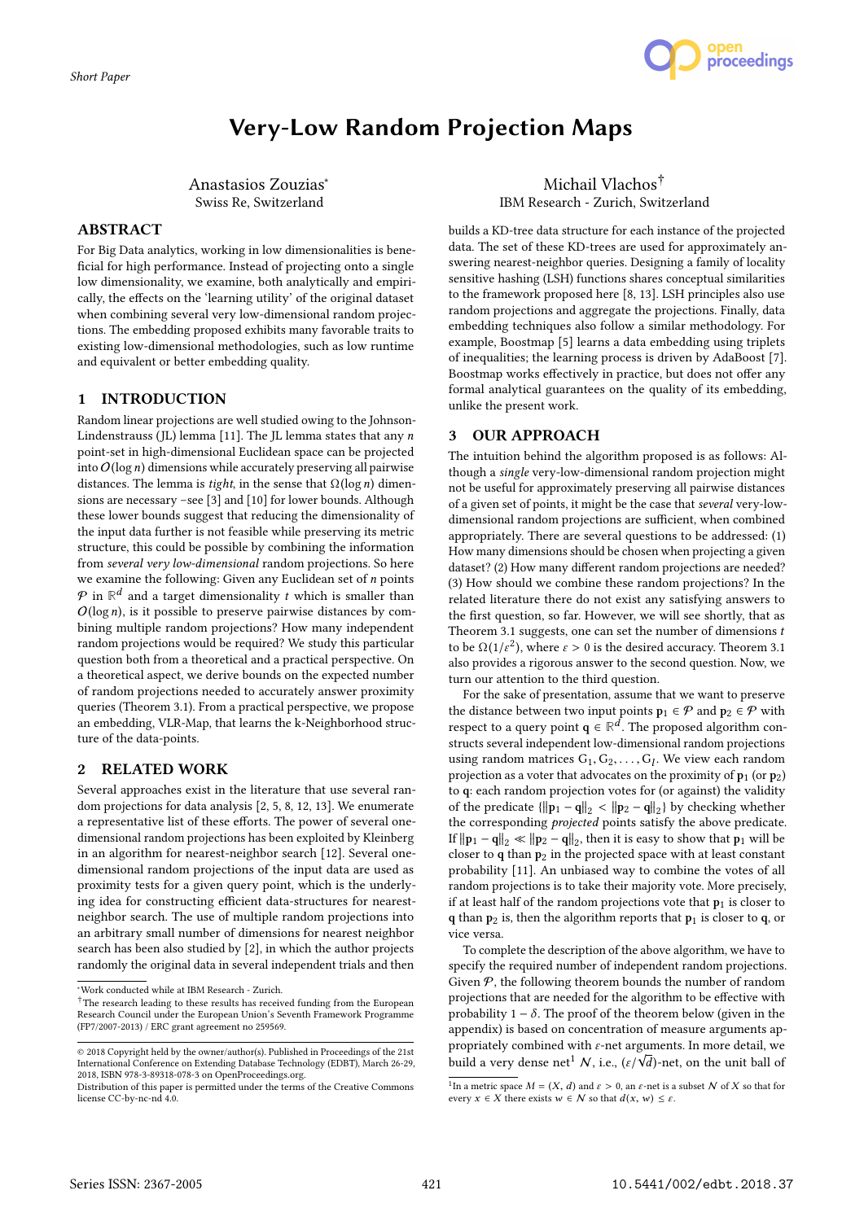*Short Paper*

# Very-Low Random Projection Maps

Anastasios Zouzias[*]
Swiss Re, Switzerland

Michail Vlachos[†]
IBM Research - Zurich, Switzerland

## ABSTRACT

For Big Data analytics, working in low dimensionalities is beneficial for high performance. Instead of projecting onto a single low dimensionality, we examine, both analytically and empirically, the effects on the 'learning utility' of the original dataset when combining several very low-dimensional random projections. The embedding proposed exhibits many favorable traits to existing low-dimensional methodologies, such as low runtime and equivalent or better embedding quality.

## 1 INTRODUCTION

Random linear projections are well studied owing to the Johnson-Lindenstrauss (JL) lemma [11]. The JL lemma states that any $n$ point-set in high-dimensional Euclidean space can be projected into $O(\log n)$ dimensions while accurately preserving all pairwise distances. The lemma is *tight*, in the sense that $\Omega(\log n)$ dimensions are necessary –see [3] and [10] for lower bounds. Although these lower bounds suggest that reducing the dimensionality of the input data further is not feasible while preserving its metric structure, this could be possible by combining the information from *several very low-dimensional* random projections. So here we examine the following: Given any Euclidean set of $n$ points $\mathcal{P}$ in $\mathbb{R}^d$ and a target dimensionality $t$ which is smaller than $O(\log n)$, is it possible to preserve pairwise distances by combining multiple random projections? How many independent random projections would be required? We study this particular question both from a theoretical and a practical perspective. On a theoretical aspect, we derive bounds on the expected number of random projections needed to accurately answer proximity queries (Theorem 3.1). From a practical perspective, we propose an embedding, VLR-Map, that learns the k-Neighborhood structure of the data-points.

## 2 RELATED WORK

Several approaches exist in the literature that use several random projections for data analysis [2, 5, 8, 12, 13]. We enumerate a representative list of these efforts. The power of several one-dimensional random projections has been exploited by Kleinberg in an algorithm for nearest-neighbor search [12]. Several one-dimensional random projections of the input data are used as proximity tests for a given query point, which is the underlying idea for constructing efficient data-structures for nearest-neighbor search. The use of multiple random projections into an arbitrary small number of dimensions for nearest neighbor search has been also studied by [2], in which the author projects randomly the original data in several independent trials and then builds a KD-tree data structure for each instance of the projected data. The set of these KD-trees are used for approximately answering nearest-neighbor queries. Designing a family of locality sensitive hashing (LSH) functions shares conceptual similarities to the framework proposed here [8, 13]. LSH principles also use random projections and aggregate the projections. Finally, data embedding techniques also follow a similar methodology. For example, Boostmap [5] learns a data embedding using triplets of inequalities; the learning process is driven by AdaBoost [7]. Boostmap works effectively in practice, but does not offer any formal analytical guarantees on the quality of its embedding, unlike the present work.

## 3 OUR APPROACH

The intuition behind the algorithm proposed is as follows: Although a *single* very-low-dimensional random projection might not be useful for approximately preserving all pairwise distances of a given set of points, it might be the case that *several* very-low-dimensional random projections are sufficient, when combined appropriately. There are several questions to be addressed: (1) How many dimensions should be chosen when projecting a given dataset? (2) How many different random projections are needed? (3) How should we combine these random projections? In the related literature there does not exist any satisfying answers to the first question, so far. However, we will see shortly, that as Theorem 3.1 suggests, one can set the number of dimensions $t$ to be $\Omega(1/\varepsilon^2)$, where $\varepsilon > 0$ is the desired accuracy. Theorem 3.1 also provides a rigorous answer to the second question. Now, we turn our attention to the third question.

For the sake of presentation, assume that we want to preserve the distance between two input points $\mathbf{p}_1 \in \mathcal{P}$ and $\mathbf{p}_2 \in \mathcal{P}$ with respect to a query point $\mathbf{q} \in \mathbb{R}^d$. The proposed algorithm constructs several independent low-dimensional random projections using random matrices $\mathrm{G}_1, \mathrm{G}_2, \ldots, \mathrm{G}_l$. We view each random projection as a voter that advocates on the proximity of $\mathbf{p}_1$ (or $\mathbf{p}_2$) to $\mathbf{q}$: each random projection votes for (or against) the validity of the predicate $\{\|\mathbf{p}_1 - \mathbf{q}\|_2 < \|\mathbf{p}_2 - \mathbf{q}\|_2\}$ by checking whether the corresponding *projected* points satisfy the above predicate. If $\|\mathbf{p}_1 - \mathbf{q}\|_2 \ll \|\mathbf{p}_2 - \mathbf{q}\|_2$, then it is easy to show that $\mathbf{p}_1$ will be closer to $\mathbf{q}$ than $\mathbf{p}_2$ in the projected space with at least constant probability [11]. An unbiased way to combine the votes of all random projections is to take their majority vote. More precisely, if at least half of the random projections vote that $\mathbf{p}_1$ is closer to $\mathbf{q}$ than $\mathbf{p}_2$ is, then the algorithm reports that $\mathbf{p}_1$ is closer to $\mathbf{q}$, or vice versa.

To complete the description of the above algorithm, we have to specify the required number of independent random projections. Given $\mathcal{P}$, the following theorem bounds the number of random projections that are needed for the algorithm to be effective with probability $1 - \delta$. The proof of the theorem below (given in the appendix) is based on concentration of measure arguments appropriately combined with $\varepsilon$-net arguments. In more detail, we build a very dense net[1] $\mathcal{N}$, i.e., $(\varepsilon/\sqrt{d})$-net, on the unit ball of

[*]Work conducted while at IBM Research - Zurich.

[†]The research leading to these results has received funding from the European Research Council under the European Union's Seventh Framework Programme (FP7/2007-2013) / ERC grant agreement no 259569.

© 2018 Copyright held by the owner/author(s). Published in Proceedings of the 21st International Conference on Extending Database Technology (EDBT), March 26-29, 2018, ISBN 978-3-89318-078-3 on OpenProceedings.org.
Distribution of this paper is permitted under the terms of the Creative Commons license CC-by-nc-nd 4.0.

[1]In a metric space $M = (X, d)$ and $\varepsilon > 0$, an $\varepsilon$-net is a subset $\mathcal{N}$ of $X$ so that for every $x \in X$ there exists $w \in \mathcal{N}$ so that $d(x, w) \leq \varepsilon$.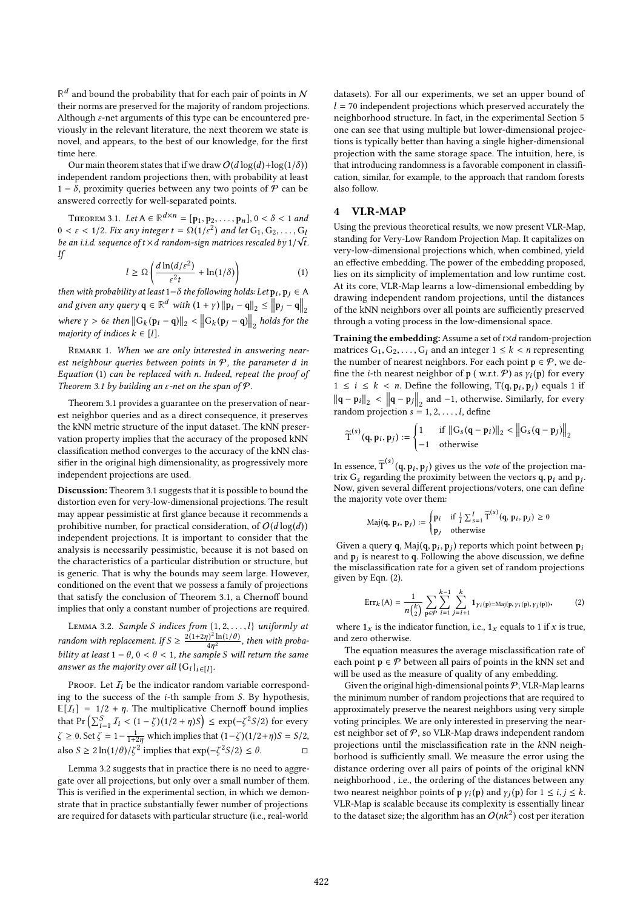$\mathbb{R}^d$ and bound the probability that for each pair of points in $\mathcal{N}$ their norms are preserved for the majority of random projections. Although $\varepsilon$-net arguments of this type can be encountered previously in the relevant literature, the next theorem we state is novel, and appears, to the best of our knowledge, for the first time here.

Our main theorem states that if we draw $O(d\log(d)+\log(1/\delta))$ independent random projections then, with probability at least $1-\delta$, proximity queries between any two points of $\mathcal{P}$ can be answered correctly for well-separated points.

Theorem 3.1. *Let* $\mathrm{A} \in \mathbb{R}^{d\times n} = [\mathbf{p}_1, \mathbf{p}_2, \ldots, \mathbf{p}_n]$, $0 < \delta < 1$ *and* $0 < \varepsilon < 1/2$. *Fix any integer* $t = \Omega(1/\varepsilon^2)$ *and let* $\mathrm{G}_1, \mathrm{G}_2, \ldots, \mathrm{G}_l$ *be an i.i.d. sequence of* $t\times d$ *random-sign matrices rescaled by* $1/\sqrt{t}$. *If*

$$l \geq \Omega\left(\frac{d\ln(d/\varepsilon^2)}{\varepsilon^2 t} + \ln(1/\delta)\right) \tag{1}$$

*then with probability at least* $1-\delta$ *the following holds: Let* $\mathbf{p}_i, \mathbf{p}_j \in \mathrm{A}$ *and given any query* $\mathbf{q} \in \mathbb{R}^d$ *with* $(1+\gamma)\left\|\mathbf{p}_i - \mathbf{q}\right\|_2 \leq \left\|\mathbf{p}_j - \mathbf{q}\right\|_2$ *where* $\gamma > 6\varepsilon$ *then* $\left\|\mathrm{G}_k(\mathbf{p}_i - \mathbf{q})\right\|_2 < \left\|\mathrm{G}_k(\mathbf{p}_j - \mathbf{q})\right\|_2$ *holds for the majority of indices* $k \in [l]$.

Remark 1. *When we are only interested in answering nearest neighbour queries between points in* $\mathcal{P}$, *the parameter* $d$ *in Equation* (1) *can be replaced with* $n$. *Indeed, repeat the proof of Theorem 3.1 by building an* $\varepsilon$*-net on the span of* $\mathcal{P}$.

Theorem 3.1 provides a guarantee on the preservation of nearest neighbor queries and as a direct consequence, it preserves the kNN metric structure of the input dataset. The kNN preservation property implies that the accuracy of the proposed kNN classification method converges to the accuracy of the kNN classifier in the original high dimensionality, as progressively more independent projections are used.

**Discussion:** Theorem 3.1 suggests that it is possible to bound the distortion even for very-low-dimensional projections. The result may appear pessimistic at first glance because it recommends a prohibitive number, for practical consideration, of $O(d\log(d))$ independent projections. It is important to consider that the analysis is necessarily pessimistic, because it is not based on the characteristics of a particular distribution or structure, but is generic. That is why the bounds may seem large. However, conditioned on the event that we possess a family of projections that satisfy the conclusion of Theorem 3.1, a Chernoff bound implies that only a constant number of projections are required.

Lemma 3.2. *Sample* $S$ *indices from* $\{1, 2, \ldots, l\}$ *uniformly at random with replacement. If* $S \geq \frac{2(1+2\eta)^2\ln(1/\theta)}{4\eta^2}$, *then with probability at least* $1-\theta$, $0 < \theta < 1$, *the sample* $S$ *will return the same answer as the majority over all* $\{\mathrm{G}_i\}_{i\in[l]}$.

Proof. Let $\mathcal{I}_i$ be the indicator random variable corresponding to the success of the $i$-th sample from $S$. By hypothesis, $\mathbb{E}[\mathcal{I}_i] = 1/2 + \eta$. The multiplicative Chernoff bound implies that $\Pr\left(\sum_{i=1}^{S} \mathcal{I}_i < (1-\zeta)(1/2+\eta)S\right) \leq \exp(-\zeta^2 S/2)$ for every $\zeta \geq 0$. Set $\zeta = 1 - \frac{1}{1+2\eta}$ which implies that $(1-\zeta)(1/2+\eta)S = S/2$, also $S \geq 2\ln(1/\theta)/\zeta^2$ implies that $\exp(-\zeta^2 S/2) \leq \theta$. □

Lemma 3.2 suggests that in practice there is no need to aggregate over all projections, but only over a small number of them. This is verified in the experimental section, in which we demonstrate that in practice substantially fewer number of projections are required for datasets with particular structure (i.e., real-world datasets). For all our experiments, we set an upper bound of $l = 70$ independent projections which preserved accurately the neighborhood structure. In fact, in the experimental Section 5 one can see that using multiple but lower-dimensional projections is typically better than having a single higher-dimensional projection with the same storage space. The intuition, here, is that introducing randomness is a favorable component in classification, similar, for example, to the approach that random forests also follow.

## 4 VLR-MAP

Using the previous theoretical results, we now present VLR-Map, standing for Very-Low Random Projection Map. It capitalizes on very-low-dimensional projections which, when combined, yield an effective embedding. The power of the embedding proposed, lies on its simplicity of implementation and low runtime cost. At its core, VLR-Map learns a low-dimensional embedding by drawing independent random projections, until the distances of the kNN neighbors over all points are sufficiently preserved through a voting process in the low-dimensional space.

**Training the embedding:** Assume a set of $t\times d$ random-projection matrices $\mathrm{G}_1, \mathrm{G}_2, \ldots, \mathrm{G}_l$ and an integer $1 \leq k < n$ representing the number of nearest neighbors. For each point $\mathbf{p} \in \mathcal{P}$, we define the $i$-th nearest neighbor of $\mathbf{p}$ ( w.r.t. $\mathcal{P}$) as $\gamma_i(\mathbf{p})$ for every $1 \leq i \leq k < n$. Define the following, $\mathrm{T}(\mathbf{q}, \mathbf{p}_i, \mathbf{p}_j)$ equals 1 if $\left\|\mathbf{q} - \mathbf{p}_i\right\|_2 < \left\|\mathbf{q} - \mathbf{p}_j\right\|_2$ and $-1$, otherwise. Similarly, for every random projection $s = 1, 2, \ldots, l$, define

$$\widetilde{\mathrm{T}}^{(s)}(\mathbf{q}, \mathbf{p}_i, \mathbf{p}_j) := \begin{cases} 1 & \text{if } \left\|\mathrm{G}_s(\mathbf{q} - \mathbf{p}_i)\right\|_2 < \left\|\mathrm{G}_s(\mathbf{q} - \mathbf{p}_j)\right\|_2 \\ -1 & \text{otherwise} \end{cases}$$

In essence, $\widetilde{\mathrm{T}}^{(s)}(\mathbf{q}, \mathbf{p}_i, \mathbf{p}_j)$ gives us the *vote* of the projection matrix $\mathrm{G}_s$ regarding the proximity between the vectors $\mathbf{q}, \mathbf{p}_i$ and $\mathbf{p}_j$. Now, given several different projections/voters, one can define the majority vote over them:

$$\mathrm{Maj}(\mathbf{q}, \mathbf{p}_i, \mathbf{p}_j) := \begin{cases} \mathbf{p}_i & \text{if } \frac{1}{l}\sum_{s=1}^{l} \widetilde{\mathrm{T}}^{(s)}(\mathbf{q}, \mathbf{p}_i, \mathbf{p}_j) \geq 0 \\ \mathbf{p}_j & \text{otherwise} \end{cases}$$

Given a query $\mathbf{q}$, $\mathrm{Maj}(\mathbf{q}, \mathbf{p}_i, \mathbf{p}_j)$ reports which point between $\mathbf{p}_i$ and $\mathbf{p}_j$ is nearest to $\mathbf{q}$. Following the above discussion, we define the misclassification rate for a given set of random projections given by Eqn. (2).

$$\mathrm{Err}_k(\mathrm{A}) = \frac{1}{n\binom{k}{2}} \sum_{\mathbf{p}\in\mathcal{P}} \sum_{i=1}^{k-1} \sum_{j=i+1}^{k} \mathbf{1}_{\gamma_i(\mathbf{p}) = \mathrm{Maj}(\mathbf{p}, \gamma_i(\mathbf{p}), \gamma_j(\mathbf{p}))}, \tag{2}$$

where $\mathbf{1}_x$ is the indicator function, i.e., $\mathbf{1}_x$ equals to 1 if $x$ is true, and zero otherwise.

The equation measures the average misclassification rate of each point $\mathbf{p} \in \mathcal{P}$ between all pairs of points in the kNN set and will be used as the measure of quality of any embedding.

Given the original high-dimensional points $\mathcal{P}$, VLR-Map learns the minimum number of random projections that are required to approximately preserve the nearest neighbors using very simple voting principles. We are only interested in preserving the nearest neighbor set of $\mathcal{P}$, so VLR-Map draws independent random projections until the misclassification rate in the $k$NN neighborhood is sufficiently small. We measure the error using the distance ordering over all pairs of points of the original kNN neighborhood , i.e., the ordering of the distances between any two nearest neighbor points of $\mathbf{p}$ $\gamma_i(\mathbf{p})$ and $\gamma_j(\mathbf{p})$ for $1 \leq i, j \leq k$. VLR-Map is scalable because its complexity is essentially linear to the dataset size; the algorithm has an $O(nk^2)$ cost per iteration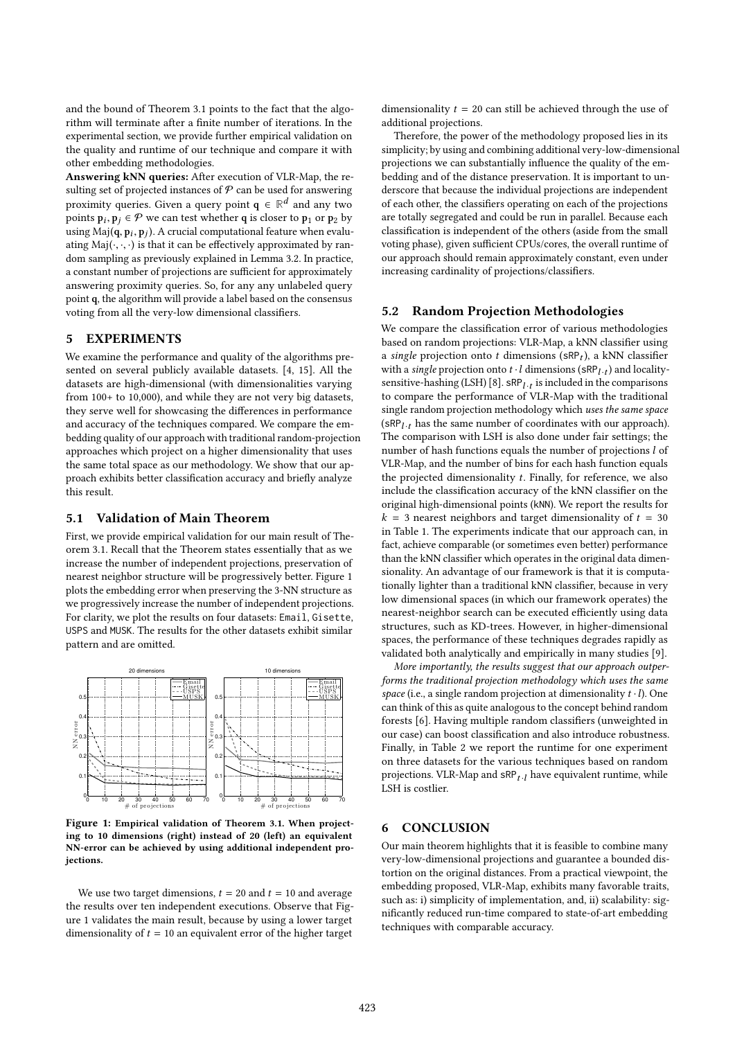and the bound of Theorem 3.1 points to the fact that the algorithm will terminate after a finite number of iterations. In the experimental section, we provide further empirical validation on the quality and runtime of our technique and compare it with other embedding methodologies.

**Answering kNN queries:** After execution of VLR-Map, the resulting set of projected instances of $\mathcal{P}$ can be used for answering proximity queries. Given a query point $\mathbf{q} \in \mathbb{R}^d$ and any two points $\mathbf{p}_i, \mathbf{p}_j \in \mathcal{P}$ we can test whether $\mathbf{q}$ is closer to $\mathbf{p}_1$ or $\mathbf{p}_2$ by using $\text{Maj}(\mathbf{q}, \mathbf{p}_i, \mathbf{p}_j)$. A crucial computational feature when evaluating $\text{Maj}(\cdot, \cdot, \cdot)$ is that it can be effectively approximated by random sampling as previously explained in Lemma 3.2. In practice, a constant number of projections are sufficient for approximately answering proximity queries. So, for any any unlabeled query point $\mathbf{q}$, the algorithm will provide a label based on the consensus voting from all the very-low dimensional classifiers.

## 5 EXPERIMENTS

We examine the performance and quality of the algorithms presented on several publicly available datasets. [4, 15]. All the datasets are high-dimensional (with dimensionalities varying from 100+ to 10,000), and while they are not very big datasets, they serve well for showcasing the differences in performance and accuracy of the techniques compared. We compare the embedding quality of our approach with traditional random-projection approaches which project on a higher dimensionality that uses the same total space as our methodology. We show that our approach exhibits better classification accuracy and briefly analyze this result.

### 5.1 Validation of Main Theorem

First, we provide empirical validation for our main result of Theorem 3.1. Recall that the Theorem states essentially that as we increase the number of independent projections, preservation of nearest neighbor structure will be progressively better. Figure 1 plots the embedding error when preserving the 3-NN structure as we progressively increase the number of independent projections. For clarity, we plot the results on four datasets: Email, Gisette, USPS and MUSK. The results for the other datasets exhibit similar pattern and are omitted.

**Figure 1: Empirical validation of Theorem 3.1. When projecting to 10 dimensions (right) instead of 20 (left) an equivalent NN-error can be achieved by using additional independent projections.**

We use two target dimensions, $t = 20$ and $t = 10$ and average the results over ten independent executions. Observe that Figure 1 validates the main result, because by using a lower target dimensionality of $t = 10$ an equivalent error of the higher target dimensionality $t = 20$ can still be achieved through the use of additional projections.

Therefore, the power of the methodology proposed lies in its simplicity; by using and combining additional very-low-dimensional projections we can substantially influence the quality of the embedding and of the distance preservation. It is important to underscore that because the individual projections are independent of each other, the classifiers operating on each of the projections are totally segregated and could be run in parallel. Because each classification is independent of the others (aside from the small voting phase), given sufficient CPUs/cores, the overall runtime of our approach should remain approximately constant, even under increasing cardinality of projections/classifiers.

### 5.2 Random Projection Methodologies

We compare the classification error of various methodologies based on random projections: VLR-Map, a kNN classifier using a *single* projection onto $t$ dimensions ($\text{sRP}_t$), a kNN classifier with a *single* projection onto $t \cdot l$ dimensions ($\text{sRP}_{l \cdot t}$) and locality-sensitive-hashing (LSH) [8]. $\text{sRP}_{l \cdot t}$ is included in the comparisons to compare the performance of VLR-Map with the traditional single random projection methodology which *uses the same space* ($\text{sRP}_{l \cdot t}$ has the same number of coordinates with our approach). The comparison with LSH is also done under fair settings; the number of hash functions equals the number of projections $l$ of VLR-Map, and the number of bins for each hash function equals the projected dimensionality $t$. Finally, for reference, we also include the classification accuracy of the kNN classifier on the original high-dimensional points (kNN). We report the results for $k = 3$ nearest neighbors and target dimensionality of $t = 30$ in Table 1. The experiments indicate that our approach can, in fact, achieve comparable (or sometimes even better) performance than the kNN classifier which operates in the original data dimensionality. An advantage of our framework is that it is computationally lighter than a traditional kNN classifier, because in very low dimensional spaces (in which our framework operates) the nearest-neighbor search can be executed efficiently using data structures, such as KD-trees. However, in higher-dimensional spaces, the performance of these techniques degrades rapidly as validated both analytically and empirically in many studies [9].

*More importantly, the results suggest that our approach outperforms the traditional projection methodology which uses the same space* (i.e., a single random projection at dimensionality $t \cdot l$). One can think of this as quite analogous to the concept behind random forests [6]. Having multiple random classifiers (unweighted in our case) can boost classification and also introduce robustness. Finally, in Table 2 we report the runtime for one experiment on three datasets for the various techniques based on random projections. VLR-Map and $\text{sRP}_{t \cdot l}$ have equivalent runtime, while LSH is costlier.

## 6 CONCLUSION

Our main theorem highlights that it is feasible to combine many very-low-dimensional projections and guarantee a bounded distortion on the original distances. From a practical viewpoint, the embedding proposed, VLR-Map, exhibits many favorable traits, such as: i) simplicity of implementation, and, ii) scalability: significantly reduced run-time compared to state-of-art embedding techniques with comparable accuracy.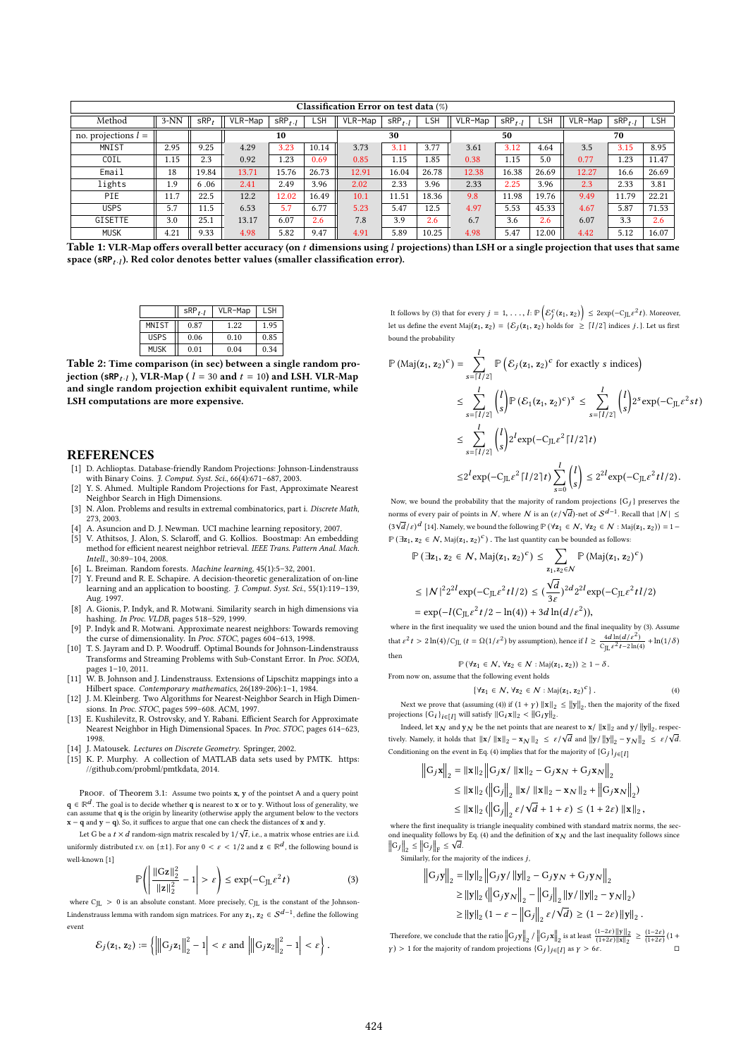| Classification Error on test data (%) | | | | | | | | | | | | | | |
|---|---|---|---|---|---|---|---|---|---|---|---|---|---|---|
| Method | 3-NN | sRP$_t$ | VLR-Map | sRP$_{t\cdot l}$ | LSH | VLR-Map | sRP$_{t\cdot l}$ | LSH | VLR-Map | sRP$_{t\cdot l}$ | LSH | VLR-Map | sRP$_{t\cdot l}$ | LSH |
| no. projections $l$ = | | | 10 | | | 30 | | | 50 | | | 70 | | |
| MNIST | 2.95 | 9.25 | 4.29 | 3.23 | 10.14 | 3.73 | 3.11 | 3.77 | 3.61 | 3.12 | 4.64 | 3.5 | 3.15 | 8.95 |
| COIL | 1.15 | 2.3 | 0.92 | 1.23 | 0.69 | 0.85 | 1.15 | 1.85 | 0.38 | 1.15 | 5.0 | 0.77 | 1.23 | 11.47 |
| Email | 18 | 19.84 | 13.71 | 15.76 | 26.73 | 12.91 | 16.04 | 26.78 | 12.38 | 16.38 | 26.69 | 12.27 | 16.6 | 26.69 |
| lights | 1.9 | 6 .06 | 2.41 | 2.49 | 3.96 | 2.02 | 2.33 | 3.96 | 2.33 | 2.25 | 3.96 | 2.3 | 2.33 | 3.81 |
| PIE | 11.7 | 22.5 | 12.2 | 12.02 | 16.49 | 10.1 | 11.51 | 18.36 | 9.8 | 11.98 | 19.76 | 9.49 | 11.79 | 22.21 |
| USPS | 5.7 | 11.5 | 6.53 | 5.7 | 6.77 | 5.23 | 5.47 | 12.5 | 4.97 | 5.53 | 45.33 | 4.67 | 5.87 | 71.53 |
| GISETTE | 3.0 | 25.1 | 13.17 | 6.07 | 2.6 | 7.8 | 3.9 | 2.6 | 6.7 | 3.6 | 2.6 | 6.07 | 3.3 | 2.6 |
| MUSK | 4.21 | 9.33 | 4.98 | 5.82 | 9.47 | 4.91 | 5.89 | 10.25 | 4.98 | 5.47 | 12.00 | 4.42 | 5.12 | 16.07 |

**Table 1: VLR-Map offers overall better accuracy (on $t$ dimensions using $l$ projections) than LSH or a single projection that uses that same space (sRP$_{t\cdot l}$). Red color denotes better values (smaller classification error).**

| | sRP$_{t\cdot l}$ | VLR-Map | LSH |
|---|---|---|---|
| MNIST | 0.87 | 1.22 | 1.95 |
| USPS | 0.06 | 0.10 | 0.85 |
| MUSK | 0.01 | 0.04 | 0.34 |

**Table 2: Time comparison (in sec) between a single random projection (sRP$_{t\cdot l}$ ), VLR-Map ( $l$ = 30 and $t$ = 10) and LSH. VLR-Map and single random projection exhibit equivalent runtime, while LSH computations are more expensive.**

## REFERENCES

[1] D. Achlioptas. Database-friendly Random Projections: Johnson-Lindenstrauss with Binary Coins. *J. Comput. Syst. Sci.*, 66(4):671–687, 2003.

[2] Y. S. Ahmed. Multiple Random Projections for Fast, Approximate Nearest Neighbor Search in High Dimensions.

[3] N. Alon. Problems and results in extremal combinatorics, part i. *Discrete Math*, 273, 2003.

[4] A. Asuncion and D. J. Newman. UCI machine learning repository, 2007.

[5] V. Athitsos, J. Alon, S. Sclaroff, and G. Kollios. Boostmap: An embedding method for efficient nearest neighbor retrieval. *IEEE Trans. Pattern Anal. Mach. Intell.*, 30:89–104, 2008.

[6] L. Breiman. Random forests. *Machine learning*, 45(1):5–32, 2001.

[7] Y. Freund and R. E. Schapire. A decision-theoretic generalization of on-line learning and an application to boosting. *J. Comput. Syst. Sci.*, 55(1):119–139, Aug. 1997.

[8] A. Gionis, P. Indyk, and R. Motwani. Similarity search in high dimensions via hashing. *In Proc. VLDB*, pages 518–529, 1999.

[9] P. Indyk and R. Motwani. Approximate nearest neighbors: Towards removing the curse of dimensionality. In *Proc. STOC*, pages 604–613, 1998.

[10] T. S. Jayram and D. P. Woodruff. Optimal Bounds for Johnson-Lindenstrauss Transforms and Streaming Problems with Sub-Constant Error. In *Proc. SODA*, pages 1–10, 2011.

[11] W. B. Johnson and J. Lindenstrauss. Extensions of Lipschitz mappings into a Hilbert space. *Contemporary mathematics*, 26(189-206):1–1, 1984.

[12] J. M. Kleinberg. Two Algorithms for Nearest-Neighbor Search in High Dimensions. In *Proc. STOC*, pages 599–608. ACM, 1997.

[13] E. Kushilevitz, R. Ostrovsky, and Y. Rabani. Efficient Search for Approximate Nearest Neighbor in High Dimensional Spaces. In *Proc. STOC*, pages 614–623, 1998.

[14] J. Matousek. *Lectures on Discrete Geometry*. Springer, 2002.

[15] K. P. Murphy. A collection of MATLAB data sets used by PMTK. https://github.com/probml/pmtkdata, 2014.

Proof. of Theorem 3.1: Assume two points $\mathbf{x}$, $\mathbf{y}$ of the pointset A and a query point $\mathbf{q} \in \mathbb{R}^d$. The goal is to decide whether $\mathbf{q}$ is nearest to $\mathbf{x}$ or to $\mathbf{y}$. Without loss of generality, we can assume that $\mathbf{q}$ is the origin by linearity (otherwise apply the argument below to the vectors $\mathbf{x}-\mathbf{q}$ and $\mathbf{y}-\mathbf{q}$). So, it suffices to argue that one can check the distances of $\mathbf{x}$ and $\mathbf{y}$.

Let G be a $t \times d$ random-sign matrix rescaled by $1/\sqrt{t}$, i.e., a matrix whose entries are i.i.d. uniformly distributed r.v. on $\{\pm 1\}$. For any $0 < \varepsilon < 1/2$ and $\mathbf{z} \in \mathbb{R}^d$, the following bound is well-known [1]

$$\mathbb{P}\left( \left| \frac{\|\mathbf{G}\mathbf{z}\|_2^2}{\|\mathbf{z}\|_2^2} - 1 \right| > \varepsilon \right) \leq \exp(-\mathrm{C_{JL}} \varepsilon^2 t) \tag{3}$$

where $\mathrm{C_{JL}} > 0$ is an absolute constant. More precisely, $\mathrm{C_{JL}}$ is the constant of the Johnson-Lindenstrauss lemma with random sign matrices. For any $\mathbf{z}_1, \mathbf{z}_2 \in \mathcal{S}^{d-1}$, define the following event

$$\mathcal{E}_j(\mathbf{z}_1, \mathbf{z}_2) := \left\{ \left| \left\|\mathbf{G}_j \mathbf{z}_1\right\|_2^2 - 1 \right| < \varepsilon \text{ and } \left| \left\|\mathbf{G}_j \mathbf{z}_2\right\|_2^2 - 1 \right| < \varepsilon \right\}.$$

It follows by (3) that for every $j = 1, \ldots, l$: $\mathbb{P}\left(\mathcal{E}_j^c(\mathbf{z}_1, \mathbf{z}_2)\right) \leq 2\exp(-\mathrm{C_{JL}}\varepsilon^2 t)$. Moreover, let us define the event $\mathrm{Maj}(\mathbf{z}_1, \mathbf{z}_2) = \{\mathcal{E}_j(\mathbf{z}_1, \mathbf{z}_2)$ holds for $\geq \lceil l/2 \rceil$ indices $j$.$\}$. Let us first bound the probability

$$\begin{aligned}
\mathbb{P}\left(\mathrm{Maj}(\mathbf{z}_1, \mathbf{z}_2)^c\right) &= \sum_{s=\lceil l/2 \rceil}^{l} \mathbb{P}\left(\mathcal{E}_j(\mathbf{z}_1, \mathbf{z}_2)^c \text{ for exactly } s \text{ indices}\right) \\
&\leq \sum_{s=\lceil l/2 \rceil}^{l} \binom{l}{s} \mathbb{P}\left(\mathcal{E}_1(\mathbf{z}_1, \mathbf{z}_2)^c\right)^s \leq \sum_{s=\lceil l/2 \rceil}^{l} \binom{l}{s} 2^s \exp(-\mathrm{C_{JL}}\varepsilon^2 s t) \\
&\leq \sum_{s=\lceil l/2 \rceil}^{l} \binom{l}{s} 2^l \exp(-\mathrm{C_{JL}}\varepsilon^2 \lceil l/2 \rceil t) \\
&\leq 2^l \exp(-\mathrm{C_{JL}}\varepsilon^2 \lceil l/2 \rceil t) \sum_{s=0}^{l} \binom{l}{s} \leq 2^{2l} \exp(-\mathrm{C_{JL}}\varepsilon^2 t l/2).
\end{aligned}$$

Now, we bound the probability that the majority of random projections $\{\mathbf{G}_j\}$ preserves the norms of every pair of points in $\mathcal{N}$, where $\mathcal{N}$ is an $(\varepsilon/\sqrt{d})$-net of $\mathcal{S}^{d-1}$. Recall that $|\mathcal{N}| \leq (3\sqrt{d}/\varepsilon)^d$ [14]. Namely, we bound the following $\mathbb{P}\left(\forall \mathbf{z}_1 \in \mathcal{N}, \forall \mathbf{z}_2 \in \mathcal{N} : \mathrm{Maj}(\mathbf{z}_1, \mathbf{z}_2)\right) = 1 - \mathbb{P}\left(\exists \mathbf{z}_1, \mathbf{z}_2 \in \mathcal{N}, \mathrm{Maj}(\mathbf{z}_1, \mathbf{z}_2)^c\right)$. The last quantity can be bounded as follows:

$$\begin{aligned}
\mathbb{P}\left(\exists \mathbf{z}_1, \mathbf{z}_2 \in \mathcal{N}, \mathrm{Maj}(\mathbf{z}_1, \mathbf{z}_2)^c\right) &\leq \sum_{\mathbf{z}_1, \mathbf{z}_2 \in \mathcal{N}} \mathbb{P}\left(\mathrm{Maj}(\mathbf{z}_1, \mathbf{z}_2)^c\right) \\
&\leq |\mathcal{N}|^2 2^{2l} \exp(-\mathrm{C_{JL}}\varepsilon^2 t l/2) \leq \left(\frac{\sqrt{d}}{3\varepsilon}\right)^{2d} 2^{2l} \exp(-\mathrm{C_{JL}}\varepsilon^2 t l/2) \\
&= \exp(-l(\mathrm{C_{JL}}\varepsilon^2 t/2 - \ln(4)) + 3d\ln(d/\varepsilon^2)),
\end{aligned}$$

where in the first inequality we used the union bound and the final inequality by (3). Assume that $\varepsilon^2 t > 2\ln(4)/\mathrm{C_{JL}}$ ($t = \Omega(1/\varepsilon^2)$ by assumption), hence if $l \geq \frac{4d\ln(d/\varepsilon^2)}{\mathrm{C_{JL}}\varepsilon^2 t - 2\ln(4)} + \ln(1/\delta)$ then

$$\mathbb{P}\left(\forall \mathbf{z}_1 \in \mathcal{N}, \forall \mathbf{z}_2 \in \mathcal{N} : \mathrm{Maj}(\mathbf{z}_1, \mathbf{z}_2)\right) \geq 1 - \delta.$$

From now on, assume that the following event holds

$$\{\forall \mathbf{z}_1 \in \mathcal{N}, \forall \mathbf{z}_2 \in \mathcal{N} : \mathrm{Maj}(\mathbf{z}_1, \mathbf{z}_2)^c\}. \tag{4}$$

Next we prove that (assuming (4)) if $(1+\gamma)\|\mathbf{x}\|_2 \leq \|\mathbf{y}\|_2$, then the majority of the fixed projections $\{\mathbf{G}_i\}_{i\in[l]}$ will satisfy $\|\mathbf{G}_i\mathbf{x}\|_2 < \|\mathbf{G}_i\mathbf{y}\|_2$.

Indeed, let $\mathbf{x}_\mathcal{N}$ and $\mathbf{y}_\mathcal{N}$ be the net points that are nearest to $\mathbf{x}/\|\mathbf{x}\|_2$ and $\mathbf{y}/\|\mathbf{y}\|_2$, respectively. Namely, it holds that $\|\mathbf{x}/\|\mathbf{x}\|_2 - \mathbf{x}_\mathcal{N}\|_2 \leq \varepsilon/\sqrt{d}$ and $\|\mathbf{y}/\|\mathbf{y}\|_2 - \mathbf{y}_\mathcal{N}\|_2 \leq \varepsilon/\sqrt{d}$. Conditioning on the event in Eq. (4) implies that for the majority of $\{\mathbf{G}_j\}_{j\in[l]}$

$$\begin{aligned}
\left\|\mathbf{G}_j\mathbf{x}\right\|_2 &= \|\mathbf{x}\|_2 \left\|\mathbf{G}_j\mathbf{x}/\|\mathbf{x}\|_2 - \mathbf{G}_j\mathbf{x}_\mathcal{N} + \mathbf{G}_j\mathbf{x}_\mathcal{N}\right\|_2 \\
&\leq \|\mathbf{x}\|_2 \left(\left\|\mathbf{G}_j\right\|_2 \|\mathbf{x}/\|\mathbf{x}\|_2 - \mathbf{x}_\mathcal{N}\|_2 + \left\|\mathbf{G}_j\mathbf{x}_\mathcal{N}\right\|_2\right) \\
&\leq \|\mathbf{x}\|_2 \left(\left\|\mathbf{G}_j\right\|_2 \varepsilon/\sqrt{d} + 1 + \varepsilon\right) \leq (1 + 2\varepsilon)\|\mathbf{x}\|_2,
\end{aligned}$$

where the first inequality is triangle inequality combined with standard matrix norms, the second inequality follows by Eq. (4) and the definition of $\mathbf{x}_\mathcal{N}$ and the last inequality follows since $\left\|\mathbf{G}_j\right\|_2 \leq \left\|\mathbf{G}_j\right\|_\mathrm{F} \leq \sqrt{d}$.

Similarly, for the majority of the indices $j$,

$$\begin{aligned}
\left\|\mathbf{G}_j\mathbf{y}\right\|_2 &= \|\mathbf{y}\|_2 \left\|\mathbf{G}_j\mathbf{y}/\|\mathbf{y}\|_2 - \mathbf{G}_j\mathbf{y}_\mathcal{N} + \mathbf{G}_j\mathbf{y}_\mathcal{N}\right\|_2 \\
&\geq \|\mathbf{y}\|_2 \left(\left\|\mathbf{G}_j\mathbf{y}_\mathcal{N}\right\|_2 - \left\|\mathbf{G}_j\right\|_2 \|\mathbf{y}/\|\mathbf{y}\|_2 - \mathbf{y}_\mathcal{N}\|_2\right) \\
&\geq \|\mathbf{y}\|_2 \left(1 - \varepsilon - \left\|\mathbf{G}_j\right\|_2 \varepsilon/\sqrt{d}\right) \geq (1 - 2\varepsilon)\|\mathbf{y}\|_2.
\end{aligned}$$

Therefore, we conclude that the ratio $\left\|\mathbf{G}_j\mathbf{y}\right\|_2 / \left\|\mathbf{G}_j\mathbf{x}\right\|_2$ is at least $\frac{(1-2\varepsilon)\|\mathbf{y}\|_2}{(1+2\varepsilon)\|\mathbf{x}\|_2} \geq \frac{(1-2\varepsilon)}{(1+2\varepsilon)}(1+\gamma) > 1$ for the majority of random projections $\{\mathbf{G}_j\}_{j\in[l]}$ as $\gamma > 6\varepsilon$. □